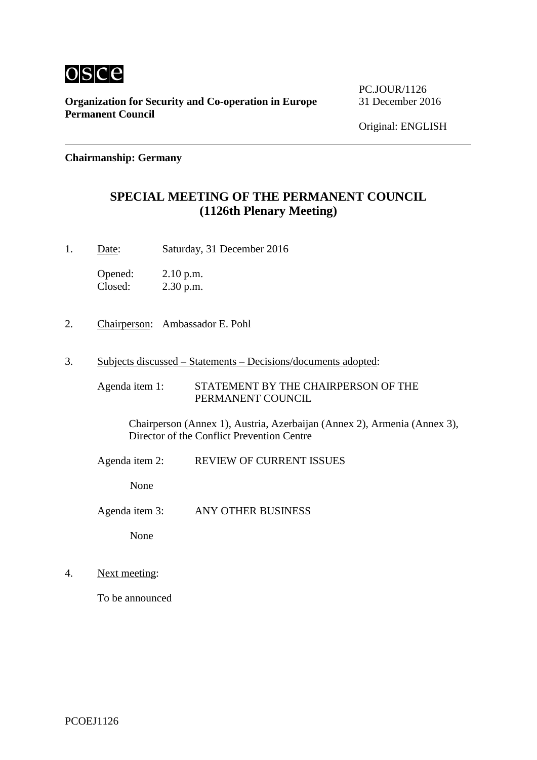osce

**Organization for Security and Co-operation in Europe**
**Permanent Council**

PC.JOUR/1126
31 December 2016

Original: ENGLISH

**Chairmanship: Germany**

## SPECIAL MEETING OF THE PERMANENT COUNCIL
## (1126th Plenary Meeting)

1. Date: Saturday, 31 December 2016

   Opened: 2.10 p.m.
   Closed: 2.30 p.m.

2. Chairperson: Ambassador E. Pohl

3. Subjects discussed – Statements – Decisions/documents adopted:

   Agenda item 1: STATEMENT BY THE CHAIRPERSON OF THE PERMANENT COUNCIL

   Chairperson (Annex 1), Austria, Azerbaijan (Annex 2), Armenia (Annex 3), Director of the Conflict Prevention Centre

   Agenda item 2: REVIEW OF CURRENT ISSUES

   None

   Agenda item 3: ANY OTHER BUSINESS

   None

4. Next meeting:

   To be announced

PCOEJ1126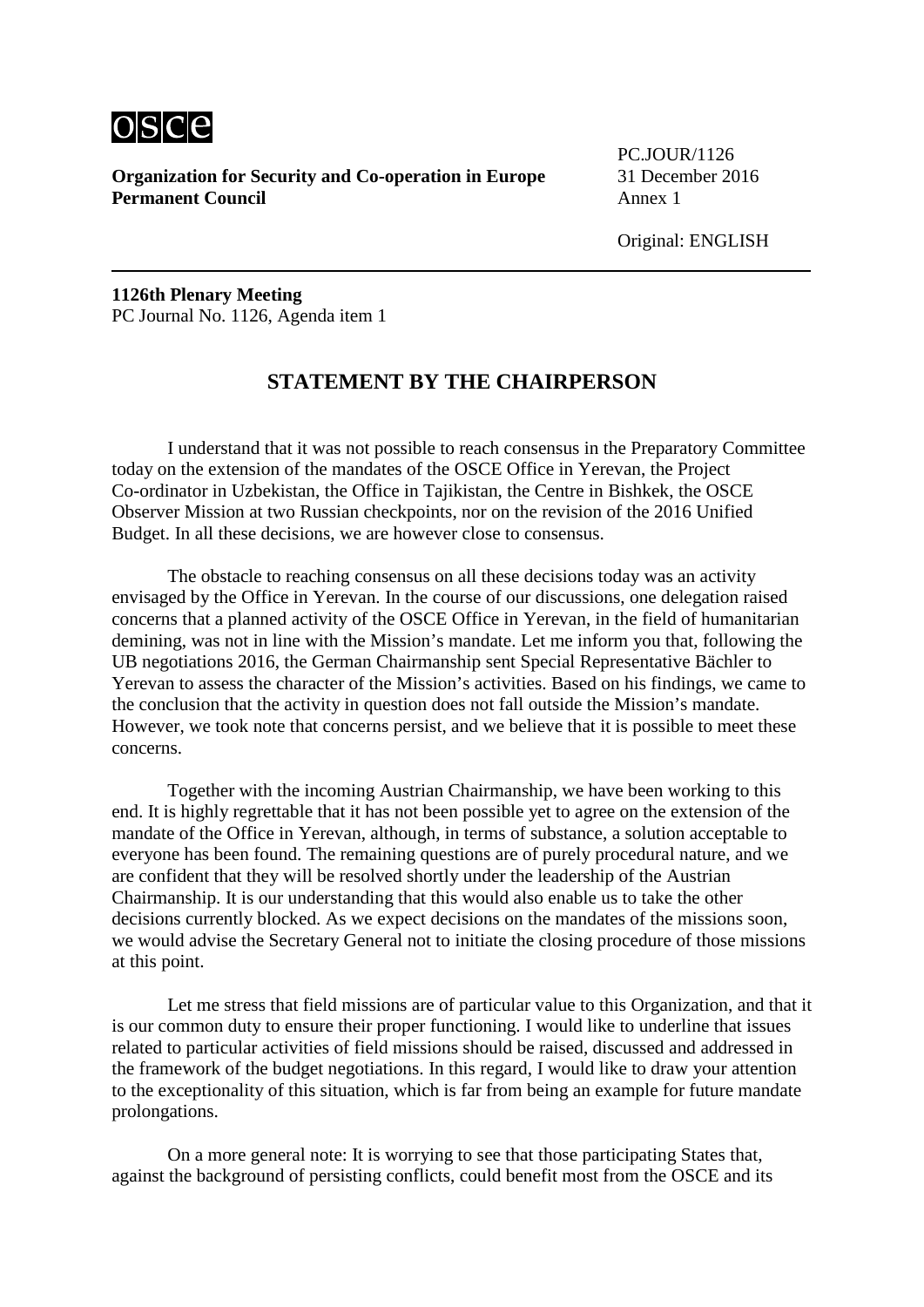PC.JOUR/1126
31 December 2016
Annex 1

Original: ENGLISH

**Organization for Security and Co-operation in Europe**
**Permanent Council**

**1126th Plenary Meeting**
PC Journal No. 1126, Agenda item 1

## STATEMENT BY THE CHAIRPERSON

I understand that it was not possible to reach consensus in the Preparatory Committee today on the extension of the mandates of the OSCE Office in Yerevan, the Project Co-ordinator in Uzbekistan, the Office in Tajikistan, the Centre in Bishkek, the OSCE Observer Mission at two Russian checkpoints, nor on the revision of the 2016 Unified Budget. In all these decisions, we are however close to consensus.

The obstacle to reaching consensus on all these decisions today was an activity envisaged by the Office in Yerevan. In the course of our discussions, one delegation raised concerns that a planned activity of the OSCE Office in Yerevan, in the field of humanitarian demining, was not in line with the Mission's mandate. Let me inform you that, following the UB negotiations 2016, the German Chairmanship sent Special Representative Bächler to Yerevan to assess the character of the Mission's activities. Based on his findings, we came to the conclusion that the activity in question does not fall outside the Mission's mandate. However, we took note that concerns persist, and we believe that it is possible to meet these concerns.

Together with the incoming Austrian Chairmanship, we have been working to this end. It is highly regrettable that it has not been possible yet to agree on the extension of the mandate of the Office in Yerevan, although, in terms of substance, a solution acceptable to everyone has been found. The remaining questions are of purely procedural nature, and we are confident that they will be resolved shortly under the leadership of the Austrian Chairmanship. It is our understanding that this would also enable us to take the other decisions currently blocked. As we expect decisions on the mandates of the missions soon, we would advise the Secretary General not to initiate the closing procedure of those missions at this point.

Let me stress that field missions are of particular value to this Organization, and that it is our common duty to ensure their proper functioning. I would like to underline that issues related to particular activities of field missions should be raised, discussed and addressed in the framework of the budget negotiations. In this regard, I would like to draw your attention to the exceptionality of this situation, which is far from being an example for future mandate prolongations.

On a more general note: It is worrying to see that those participating States that, against the background of persisting conflicts, could benefit most from the OSCE and its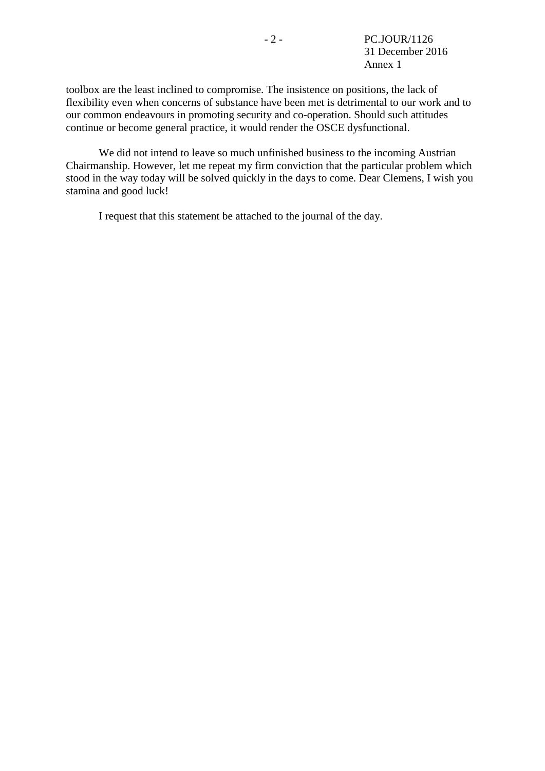toolbox are the least inclined to compromise. The insistence on positions, the lack of flexibility even when concerns of substance have been met is detrimental to our work and to our common endeavours in promoting security and co-operation. Should such attitudes continue or become general practice, it would render the OSCE dysfunctional.

We did not intend to leave so much unfinished business to the incoming Austrian Chairmanship. However, let me repeat my firm conviction that the particular problem which stood in the way today will be solved quickly in the days to come. Dear Clemens, I wish you stamina and good luck!

I request that this statement be attached to the journal of the day.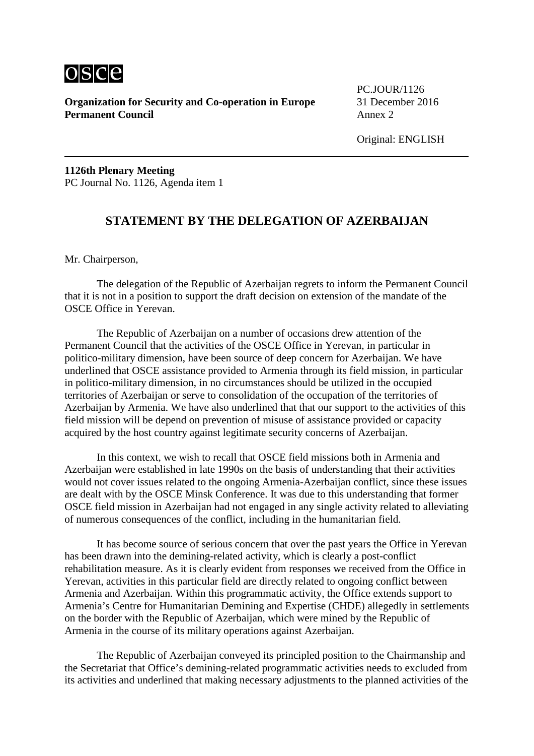**Organization for Security and Co-operation in Europe**
**Permanent Council**

PC.JOUR/1126
31 December 2016
Annex 2

Original: ENGLISH

**1126th Plenary Meeting**
PC Journal No. 1126, Agenda item 1

## STATEMENT BY THE DELEGATION OF AZERBAIJAN

Mr. Chairperson,

The delegation of the Republic of Azerbaijan regrets to inform the Permanent Council that it is not in a position to support the draft decision on extension of the mandate of the OSCE Office in Yerevan.

The Republic of Azerbaijan on a number of occasions drew attention of the Permanent Council that the activities of the OSCE Office in Yerevan, in particular in politico-military dimension, have been source of deep concern for Azerbaijan. We have underlined that OSCE assistance provided to Armenia through its field mission, in particular in politico-military dimension, in no circumstances should be utilized in the occupied territories of Azerbaijan or serve to consolidation of the occupation of the territories of Azerbaijan by Armenia. We have also underlined that that our support to the activities of this field mission will be depend on prevention of misuse of assistance provided or capacity acquired by the host country against legitimate security concerns of Azerbaijan.

In this context, we wish to recall that OSCE field missions both in Armenia and Azerbaijan were established in late 1990s on the basis of understanding that their activities would not cover issues related to the ongoing Armenia-Azerbaijan conflict, since these issues are dealt with by the OSCE Minsk Conference. It was due to this understanding that former OSCE field mission in Azerbaijan had not engaged in any single activity related to alleviating of numerous consequences of the conflict, including in the humanitarian field.

It has become source of serious concern that over the past years the Office in Yerevan has been drawn into the demining-related activity, which is clearly a post-conflict rehabilitation measure. As it is clearly evident from responses we received from the Office in Yerevan, activities in this particular field are directly related to ongoing conflict between Armenia and Azerbaijan. Within this programmatic activity, the Office extends support to Armenia's Centre for Humanitarian Demining and Expertise (CHDE) allegedly in settlements on the border with the Republic of Azerbaijan, which were mined by the Republic of Armenia in the course of its military operations against Azerbaijan.

The Republic of Azerbaijan conveyed its principled position to the Chairmanship and the Secretariat that Office's demining-related programmatic activities needs to excluded from its activities and underlined that making necessary adjustments to the planned activities of the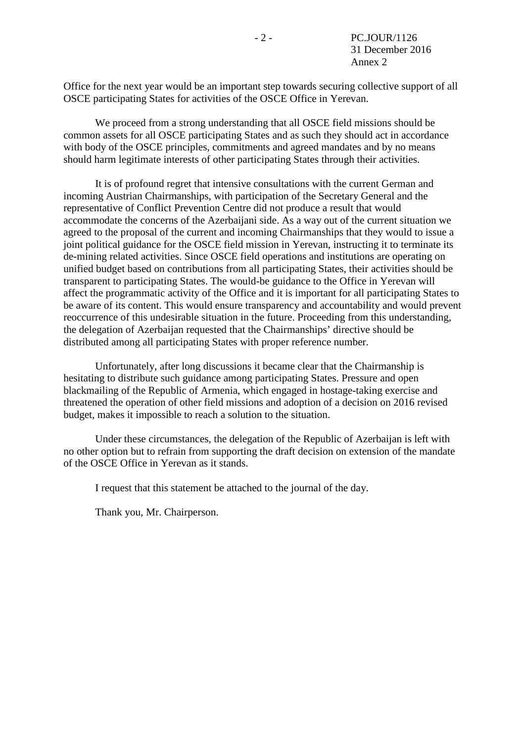Office for the next year would be an important step towards securing collective support of all OSCE participating States for activities of the OSCE Office in Yerevan.

We proceed from a strong understanding that all OSCE field missions should be common assets for all OSCE participating States and as such they should act in accordance with body of the OSCE principles, commitments and agreed mandates and by no means should harm legitimate interests of other participating States through their activities.

It is of profound regret that intensive consultations with the current German and incoming Austrian Chairmanships, with participation of the Secretary General and the representative of Conflict Prevention Centre did not produce a result that would accommodate the concerns of the Azerbaijani side. As a way out of the current situation we agreed to the proposal of the current and incoming Chairmanships that they would to issue a joint political guidance for the OSCE field mission in Yerevan, instructing it to terminate its de-mining related activities. Since OSCE field operations and institutions are operating on unified budget based on contributions from all participating States, their activities should be transparent to participating States. The would-be guidance to the Office in Yerevan will affect the programmatic activity of the Office and it is important for all participating States to be aware of its content. This would ensure transparency and accountability and would prevent reoccurrence of this undesirable situation in the future. Proceeding from this understanding, the delegation of Azerbaijan requested that the Chairmanships' directive should be distributed among all participating States with proper reference number.

Unfortunately, after long discussions it became clear that the Chairmanship is hesitating to distribute such guidance among participating States. Pressure and open blackmailing of the Republic of Armenia, which engaged in hostage-taking exercise and threatened the operation of other field missions and adoption of a decision on 2016 revised budget, makes it impossible to reach a solution to the situation.

Under these circumstances, the delegation of the Republic of Azerbaijan is left with no other option but to refrain from supporting the draft decision on extension of the mandate of the OSCE Office in Yerevan as it stands.

I request that this statement be attached to the journal of the day.

Thank you, Mr. Chairperson.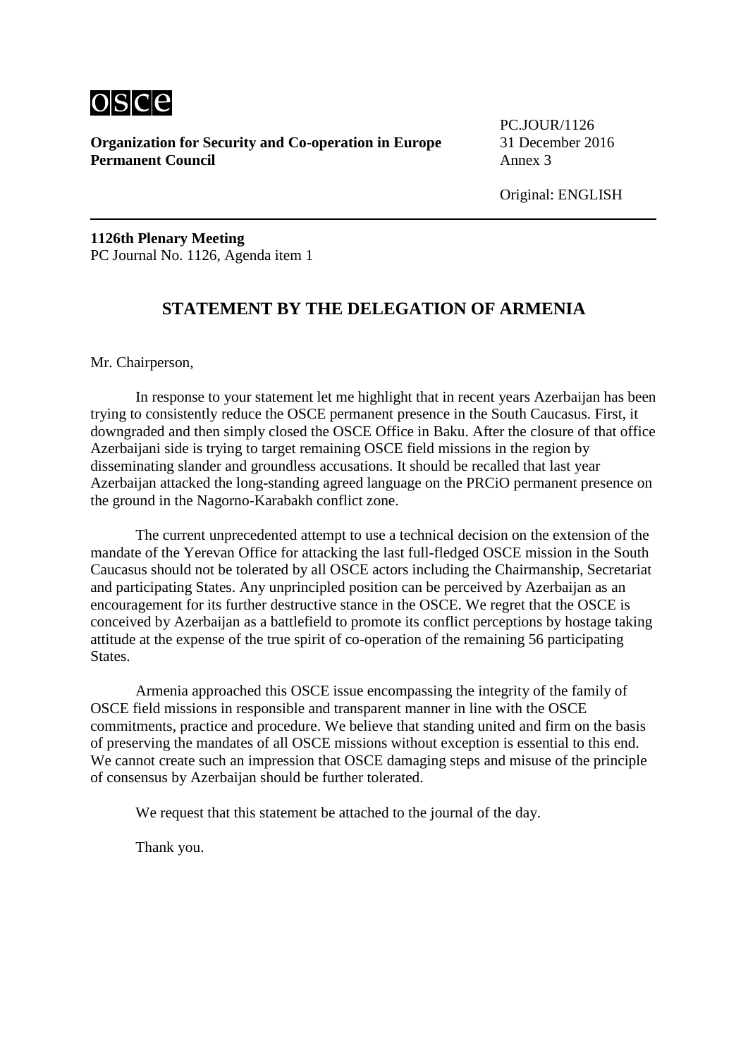**Organization for Security and Co-operation in Europe**
**Permanent Council**

PC.JOUR/1126
31 December 2016
Annex 3

Original: ENGLISH

---

**1126th Plenary Meeting**
PC Journal No. 1126, Agenda item 1

## STATEMENT BY THE DELEGATION OF ARMENIA

Mr. Chairperson,

In response to your statement let me highlight that in recent years Azerbaijan has been trying to consistently reduce the OSCE permanent presence in the South Caucasus. First, it downgraded and then simply closed the OSCE Office in Baku. After the closure of that office Azerbaijani side is trying to target remaining OSCE field missions in the region by disseminating slander and groundless accusations. It should be recalled that last year Azerbaijan attacked the long-standing agreed language on the PRCiO permanent presence on the ground in the Nagorno-Karabakh conflict zone.

The current unprecedented attempt to use a technical decision on the extension of the mandate of the Yerevan Office for attacking the last full-fledged OSCE mission in the South Caucasus should not be tolerated by all OSCE actors including the Chairmanship, Secretariat and participating States. Any unprincipled position can be perceived by Azerbaijan as an encouragement for its further destructive stance in the OSCE. We regret that the OSCE is conceived by Azerbaijan as a battlefield to promote its conflict perceptions by hostage taking attitude at the expense of the true spirit of co-operation of the remaining 56 participating States.

Armenia approached this OSCE issue encompassing the integrity of the family of OSCE field missions in responsible and transparent manner in line with the OSCE commitments, practice and procedure. We believe that standing united and firm on the basis of preserving the mandates of all OSCE missions without exception is essential to this end. We cannot create such an impression that OSCE damaging steps and misuse of the principle of consensus by Azerbaijan should be further tolerated.

We request that this statement be attached to the journal of the day.

Thank you.